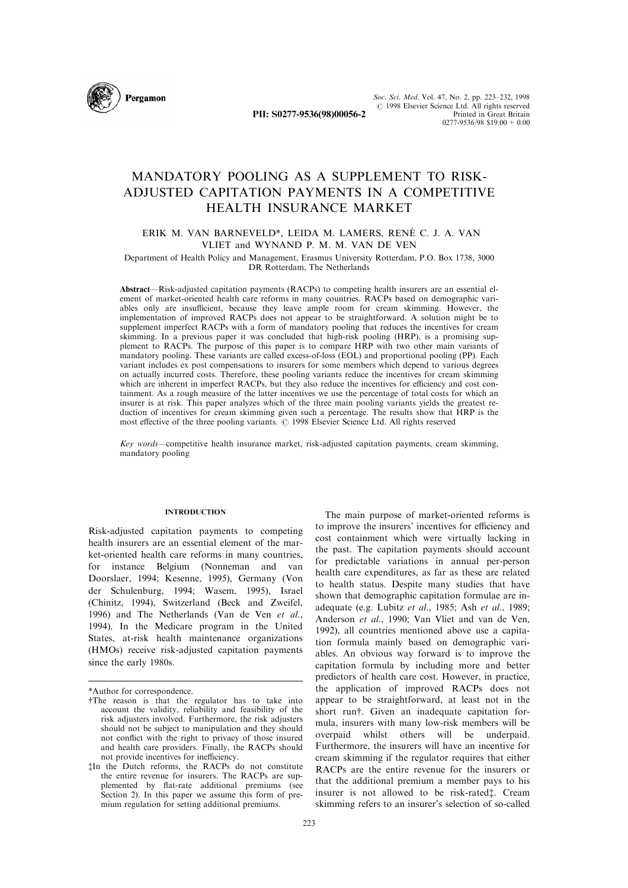# MANDATORY POOLING AS A SUPPLEMENT TO RISK-ADJUSTED CAPITATION PAYMENTS IN A COMPETITIVE HEALTH INSURANCE MARKET

ERIK M. VAN BARNEVELD*, LEIDA M. LAMERS, RENÉ C. J. A. VAN VLIET and WYNAND P. M. M. VAN DE VEN

Department of Health Policy and Management, Erasmus University Rotterdam, P.O. Box 1738, 3000 DR Rotterdam, The Netherlands

**Abstract**—Risk-adjusted capitation payments (RACPs) to competing health insurers are an essential element of market-oriented health care reforms in many countries. RACPs based on demographic variables only are insufficient, because they leave ample room for cream skimming. However, the implementation of improved RACPs does not appear to be straightforward. A solution might be to supplement imperfect RACPs with a form of mandatory pooling that reduces the incentives for cream skimming. In a previous paper it was concluded that high-risk pooling (HRP), is a promising supplement to RACPs. The purpose of this paper is to compare HRP with two other main variants of mandatory pooling. These variants are called excess-of-loss (EOL) and proportional pooling (PP). Each variant includes ex post compensations to insurers for some members which depend to various degrees on actually incurred costs. Therefore, these pooling variants reduce the incentives for cream skimming which are inherent in imperfect RACPs, but they also reduce the incentives for efficiency and cost containment. As a rough measure of the latter incentives we use the percentage of total costs for which an insurer is at risk. This paper analyzes which of the three main pooling variants yields the greatest reduction of incentives for cream skimming given such a percentage. The results show that HRP is the most effective of the three pooling variants. © 1998 Elsevier Science Ltd. All rights reserved

*Key words*—competitive health insurance market, risk-adjusted capitation payments, cream skimming, mandatory pooling

## INTRODUCTION

Risk-adjusted capitation payments to competing health insurers are an essential element of the market-oriented health care reforms in many countries, for instance Belgium (Nonneman and van Doorslaer, 1994; Kesenne, 1995), Germany (Von der Schulenburg, 1994; Wasem, 1995), Israel (Chinitz, 1994), Switzerland (Beck and Zweifel, 1996) and The Netherlands (Van de Ven *et al*., 1994). In the Medicare program in the United States, at-risk health maintenance organizations (HMOs) receive risk-adjusted capitation payments since the early 1980s.

The main purpose of market-oriented reforms is to improve the insurers' incentives for efficiency and cost containment which were virtually lacking in the past. The capitation payments should account for predictable variations in annual per-person health care expenditures, as far as these are related to health status. Despite many studies that have shown that demographic capitation formulae are inadequate (e.g. Lubitz *et al*., 1985; Ash *et al*., 1989; Anderson *et al*., 1990; Van Vliet and van de Ven, 1992), all countries mentioned above use a capitation formula mainly based on demographic variables. An obvious way forward is to improve the capitation formula by including more and better predictors of health care cost. However, in practice, the application of improved RACPs does not appear to be straightforward, at least not in the short run†. Given an inadequate capitation formula, insurers with many low-risk members will be overpaid whilst others will be underpaid. Furthermore, the insurers will have an incentive for cream skimming if the regulator requires that either RACPs are the entire revenue for the insurers or that the additional premium a member pays to his insurer is not allowed to be risk-rated‡. Cream skimming refers to an insurer's selection of so-called

---

*Author for correspondence.

†The reason is that the regulator has to take into account the validity, reliability and feasibility of the risk adjusters involved. Furthermore, the risk adjusters should not be subject to manipulation and they should not conflict with the right to privacy of those insured and health care providers. Finally, the RACPs should not provide incentives for inefficiency.

‡In the Dutch reforms, the RACPs do not constitute the entire revenue for insurers. The RACPs are supplemented by flat-rate additional premiums (see Section 2). In this paper we assume this form of premium regulation for setting additional premiums.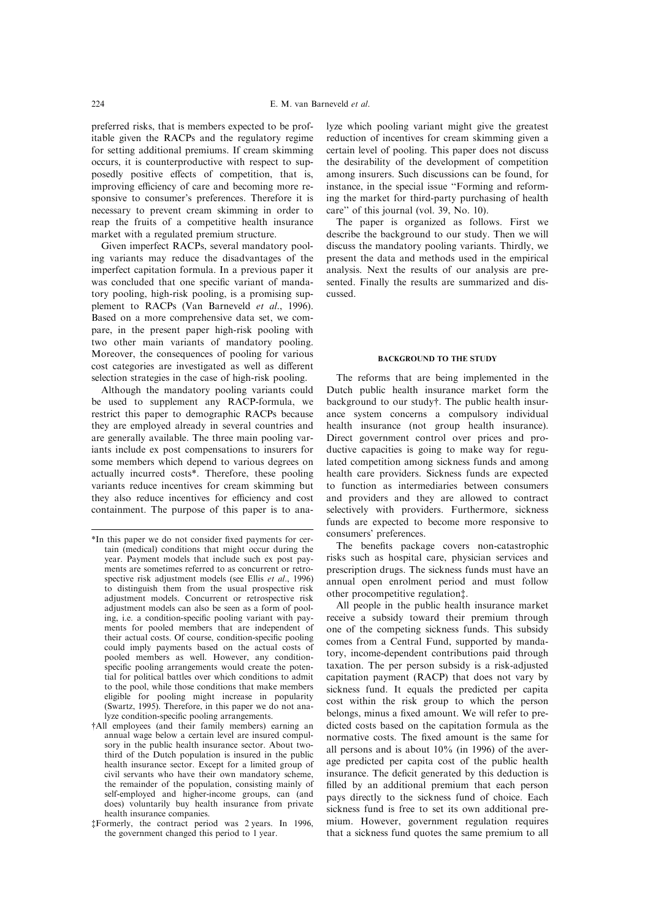preferred risks, that is members expected to be profitable given the RACPs and the regulatory regime for setting additional premiums. If cream skimming occurs, it is counterproductive with respect to supposedly positive effects of competition, that is, improving efficiency of care and becoming more responsive to consumer's preferences. Therefore it is necessary to prevent cream skimming in order to reap the fruits of a competitive health insurance market with a regulated premium structure.

Given imperfect RACPs, several mandatory pooling variants may reduce the disadvantages of the imperfect capitation formula. In a previous paper it was concluded that one specific variant of mandatory pooling, high-risk pooling, is a promising supplement to RACPs (Van Barneveld *et al*., 1996). Based on a more comprehensive data set, we compare, in the present paper high-risk pooling with two other main variants of mandatory pooling. Moreover, the consequences of pooling for various cost categories are investigated as well as different selection strategies in the case of high-risk pooling.

Although the mandatory pooling variants could be used to supplement any RACP-formula, we restrict this paper to demographic RACPs because they are employed already in several countries and are generally available. The three main pooling variants include ex post compensations to insurers for some members which depend to various degrees on actually incurred costs*. Therefore, these pooling variants reduce incentives for cream skimming but they also reduce incentives for efficiency and cost containment. The purpose of this paper is to analyze which pooling variant might give the greatest reduction of incentives for cream skimming given a certain level of pooling. This paper does not discuss the desirability of the development of competition among insurers. Such discussions can be found, for instance, in the special issue "Forming and reforming the market for third-party purchasing of health care" of this journal (vol. 39, No. 10).

The paper is organized as follows. First we describe the background to our study. Then we will discuss the mandatory pooling variants. Thirdly, we present the data and methods used in the empirical analysis. Next the results of our analysis are presented. Finally the results are summarized and discussed.

## BACKGROUND TO THE STUDY

The reforms that are being implemented in the Dutch public health insurance market form the background to our study†. The public health insurance system concerns a compulsory individual health insurance (not group health insurance). Direct government control over prices and productive capacities is going to make way for regulated competition among sickness funds and among health care providers. Sickness funds are expected to function as intermediaries between consumers and providers and they are allowed to contract selectively with providers. Furthermore, sickness funds are expected to become more responsive to consumers' preferences.

The benefits package covers non-catastrophic risks such as hospital care, physician services and prescription drugs. The sickness funds must have an annual open enrolment period and must follow other procompetitive regulation‡.

All people in the public health insurance market receive a subsidy toward their premium through one of the competing sickness funds. This subsidy comes from a Central Fund, supported by mandatory, income-dependent contributions paid through taxation. The per person subsidy is a risk-adjusted capitation payment (RACP) that does not vary by sickness fund. It equals the predicted per capita cost within the risk group to which the person belongs, minus a fixed amount. We will refer to predicted costs based on the capitation formula as the normative costs. The fixed amount is the same for all persons and is about 10% (in 1996) of the average predicted per capita cost of the public health insurance. The deficit generated by this deduction is filled by an additional premium that each person pays directly to the sickness fund of choice. Each sickness fund is free to set its own additional premium. However, government regulation requires that a sickness fund quotes the same premium to all

---

*In this paper we do not consider fixed payments for certain (medical) conditions that might occur during the year. Payment models that include such ex post payments are sometimes referred to as concurrent or retrospective risk adjustment models (see Ellis *et al*., 1996) to distinguish them from the usual prospective risk adjustment models. Concurrent or retrospective risk adjustment models can also be seen as a form of pooling, i.e. a condition-specific pooling variant with payments for pooled members that are independent of their actual costs. Of course, condition-specific pooling could imply payments based on the actual costs of pooled members as well. However, any condition-specific pooling arrangements would create the potential for political battles over which conditions to admit to the pool, while those conditions that make members eligible for pooling might increase in popularity (Swartz, 1995). Therefore, in this paper we do not analyze condition-specific pooling arrangements.

†All employees (and their family members) earning an annual wage below a certain level are insured compulsory in the public health insurance sector. About two-third of the Dutch population is insured in the public health insurance sector. Except for a limited group of civil servants who have their own mandatory scheme, the remainder of the population, consisting mainly of self-employed and higher-income groups, can (and does) voluntarily buy health insurance from private health insurance companies.

‡Formerly, the contract period was 2 years. In 1996, the government changed this period to 1 year.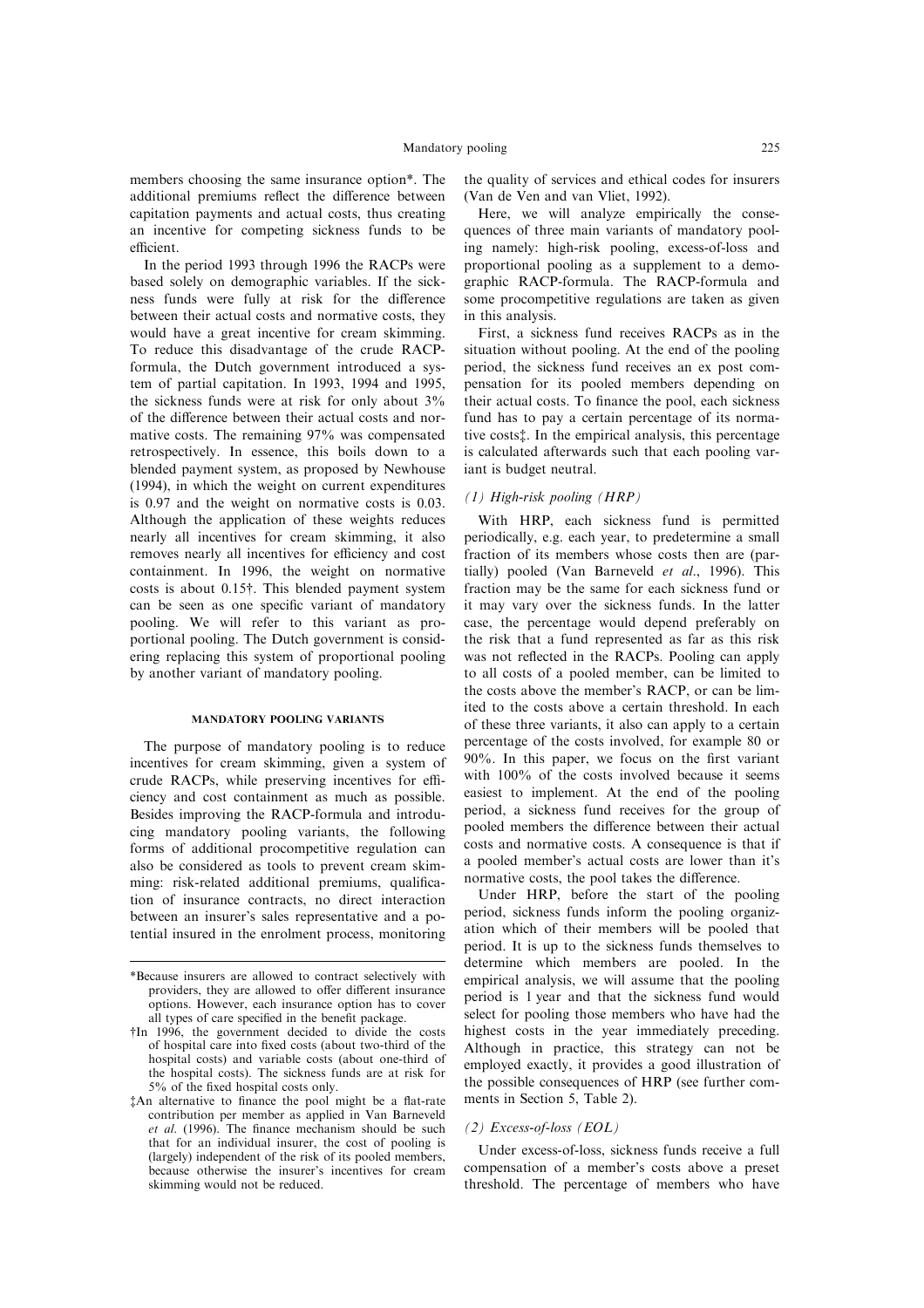members choosing the same insurance option*. The additional premiums reflect the difference between capitation payments and actual costs, thus creating an incentive for competing sickness funds to be efficient.

In the period 1993 through 1996 the RACPs were based solely on demographic variables. If the sickness funds were fully at risk for the difference between their actual costs and normative costs, they would have a great incentive for cream skimming. To reduce this disadvantage of the crude RACP-formula, the Dutch government introduced a system of partial capitation. In 1993, 1994 and 1995, the sickness funds were at risk for only about 3% of the difference between their actual costs and normative costs. The remaining 97% was compensated retrospectively. In essence, this boils down to a blended payment system, as proposed by Newhouse (1994), in which the weight on current expenditures is 0.97 and the weight on normative costs is 0.03. Although the application of these weights reduces nearly all incentives for cream skimming, it also removes nearly all incentives for efficiency and cost containment. In 1996, the weight on normative costs is about 0.15†. This blended payment system can be seen as one specific variant of mandatory pooling. We will refer to this variant as proportional pooling. The Dutch government is considering replacing this system of proportional pooling by another variant of mandatory pooling.

## MANDATORY POOLING VARIANTS

The purpose of mandatory pooling is to reduce incentives for cream skimming, given a system of crude RACPs, while preserving incentives for efficiency and cost containment as much as possible. Besides improving the RACP-formula and introducing mandatory pooling variants, the following forms of additional procompetitive regulation can also be considered as tools to prevent cream skimming: risk-related additional premiums, qualification of insurance contracts, no direct interaction between an insurer's sales representative and a potential insured in the enrolment process, monitoring the quality of services and ethical codes for insurers (Van de Ven and van Vliet, 1992).

Here, we will analyze empirically the consequences of three main variants of mandatory pooling namely: high-risk pooling, excess-of-loss and proportional pooling as a supplement to a demographic RACP-formula. The RACP-formula and some procompetitive regulations are taken as given in this analysis.

First, a sickness fund receives RACPs as in the situation without pooling. At the end of the pooling period, the sickness fund receives an ex post compensation for its pooled members depending on their actual costs. To finance the pool, each sickness fund has to pay a certain percentage of its normative costs‡. In the empirical analysis, this percentage is calculated afterwards such that each pooling variant is budget neutral.

### *(1) High-risk pooling (HRP)*

With HRP, each sickness fund is permitted periodically, e.g. each year, to predetermine a small fraction of its members whose costs then are (partially) pooled (Van Barneveld *et al*., 1996). This fraction may be the same for each sickness fund or it may vary over the sickness funds. In the latter case, the percentage would depend preferably on the risk that a fund represented as far as this risk was not reflected in the RACPs. Pooling can apply to all costs of a pooled member, can be limited to the costs above the member's RACP, or can be limited to the costs above a certain threshold. In each of these three variants, it also can apply to a certain percentage of the costs involved, for example 80 or 90%. In this paper, we focus on the first variant with 100% of the costs involved because it seems easiest to implement. At the end of the pooling period, a sickness fund receives for the group of pooled members the difference between their actual costs and normative costs. A consequence is that if a pooled member's actual costs are lower than it's normative costs, the pool takes the difference.

Under HRP, before the start of the pooling period, sickness funds inform the pooling organization which of their members will be pooled that period. It is up to the sickness funds themselves to determine which members are pooled. In the empirical analysis, we will assume that the pooling period is 1 year and that the sickness fund would select for pooling those members who have had the highest costs in the year immediately preceding. Although in practice, this strategy can not be employed exactly, it provides a good illustration of the possible consequences of HRP (see further comments in Section 5, Table 2).

### *(2) Excess-of-loss (EOL)*

Under excess-of-loss, sickness funds receive a full compensation of a member's costs above a preset threshold. The percentage of members who have

---

*Because insurers are allowed to contract selectively with providers, they are allowed to offer different insurance options. However, each insurance option has to cover all types of care specified in the benefit package.

†In 1996, the government decided to divide the costs of hospital care into fixed costs (about two-third of the hospital costs) and variable costs (about one-third of the hospital costs). The sickness funds are at risk for 5% of the fixed hospital costs only.

‡An alternative to finance the pool might be a flat-rate contribution per member as applied in Van Barneveld *et al*. (1996). The finance mechanism should be such that for an individual insurer, the cost of pooling is (largely) independent of the risk of its pooled members, because otherwise the insurer's incentives for cream skimming would not be reduced.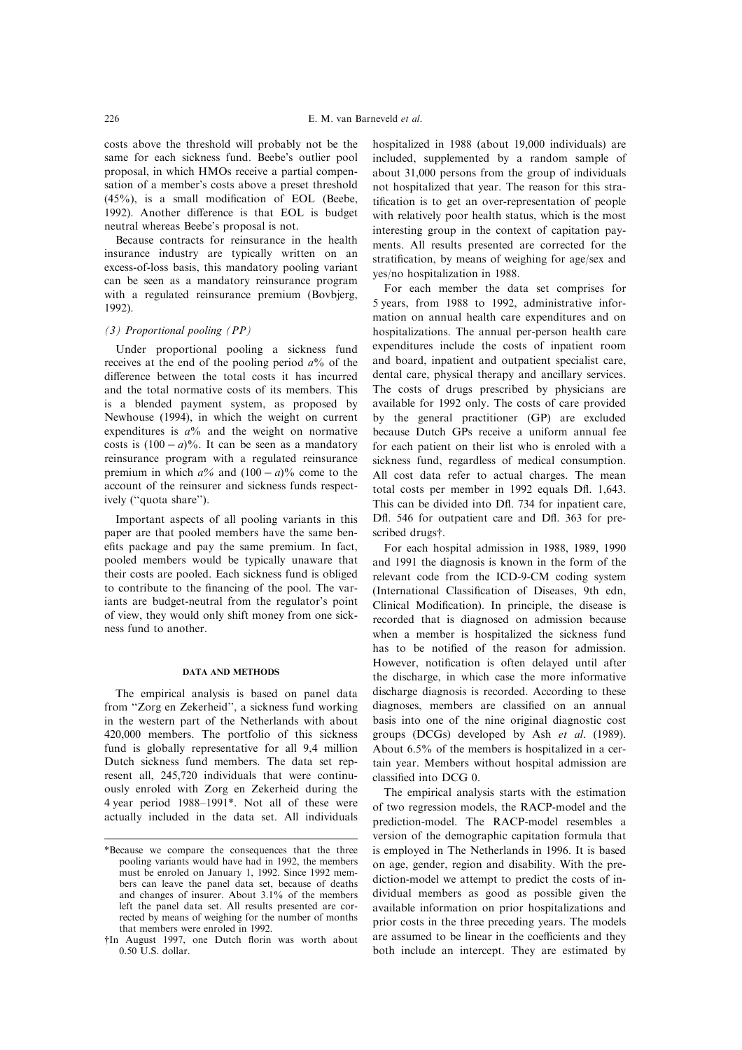costs above the threshold will probably not be the same for each sickness fund. Beebe's outlier pool proposal, in which HMOs receive a partial compensation of a member's costs above a preset threshold (45%), is a small modification of EOL (Beebe, 1992). Another difference is that EOL is budget neutral whereas Beebe's proposal is not.

Because contracts for reinsurance in the health insurance industry are typically written on an excess-of-loss basis, this mandatory pooling variant can be seen as a mandatory reinsurance program with a regulated reinsurance premium (Bovbjerg, 1992).

*(3) Proportional pooling (PP)*

Under proportional pooling a sickness fund receives at the end of the pooling period $a$% of the difference between the total costs it has incurred and the total normative costs of its members. This is a blended payment system, as proposed by Newhouse (1994), in which the weight on current expenditures is $a$% and the weight on normative costs is $(100 - a)$%. It can be seen as a mandatory reinsurance program with a regulated reinsurance premium in which $a$% and $(100 - a)$% come to the account of the reinsurer and sickness funds respectively ("quota share").

Important aspects of all pooling variants in this paper are that pooled members have the same benefits package and pay the same premium. In fact, pooled members would be typically unaware that their costs are pooled. Each sickness fund is obliged to contribute to the financing of the pool. The variants are budget-neutral from the regulator's point of view, they would only shift money from one sickness fund to another.

## DATA AND METHODS

The empirical analysis is based on panel data from "Zorg en Zekerheid", a sickness fund working in the western part of the Netherlands with about 420,000 members. The portfolio of this sickness fund is globally representative for all 9,4 million Dutch sickness fund members. The data set represent all, 245,720 individuals that were continuously enroled with Zorg en Zekerheid during the 4 year period 1988–1991*. Not all of these were actually included in the data set. All individuals hospitalized in 1988 (about 19,000 individuals) are included, supplemented by a random sample of about 31,000 persons from the group of individuals not hospitalized that year. The reason for this stratification is to get an over-representation of people with relatively poor health status, which is the most interesting group in the context of capitation payments. All results presented are corrected for the stratification, by means of weighing for age/sex and yes/no hospitalization in 1988.

For each member the data set comprises for 5 years, from 1988 to 1992, administrative information on annual health care expenditures and on hospitalizations. The annual per-person health care expenditures include the costs of inpatient room and board, inpatient and outpatient specialist care, dental care, physical therapy and ancillary services. The costs of drugs prescribed by physicians are available for 1992 only. The costs of care provided by the general practitioner (GP) are excluded because Dutch GPs receive a uniform annual fee for each patient on their list who is enroled with a sickness fund, regardless of medical consumption. All cost data refer to actual charges. The mean total costs per member in 1992 equals Dfl. 1,643. This can be divided into Dfl. 734 for inpatient care, Dfl. 546 for outpatient care and Dfl. 363 for prescribed drugs†.

For each hospital admission in 1988, 1989, 1990 and 1991 the diagnosis is known in the form of the relevant code from the ICD-9-CM coding system (International Classification of Diseases, 9th edn, Clinical Modification). In principle, the disease is recorded that is diagnosed on admission because when a member is hospitalized the sickness fund has to be notified of the reason for admission. However, notification is often delayed until after the discharge, in which case the more informative discharge diagnosis is recorded. According to these diagnoses, members are classified on an annual basis into one of the nine original diagnostic cost groups (DCGs) developed by Ash *et al.* (1989). About 6.5% of the members is hospitalized in a certain year. Members without hospital admission are classified into DCG 0.

The empirical analysis starts with the estimation of two regression models, the RACP-model and the prediction-model. The RACP-model resembles a version of the demographic capitation formula that is employed in The Netherlands in 1996. It is based on age, gender, region and disability. With the prediction-model we attempt to predict the costs of individual members as good as possible given the available information on prior hospitalizations and prior costs in the three preceding years. The models are assumed to be linear in the coefficients and they both include an intercept. They are estimated by

---

*Because we compare the consequences that the three pooling variants would have had in 1992, the members must be enroled on January 1, 1992. Since 1992 members can leave the panel data set, because of deaths and changes of insurer. About 3.1% of the members left the panel data set. All results presented are corrected by means of weighing for the number of months that members were enroled in 1992.

†In August 1997, one Dutch florin was worth about 0.50 U.S. dollar.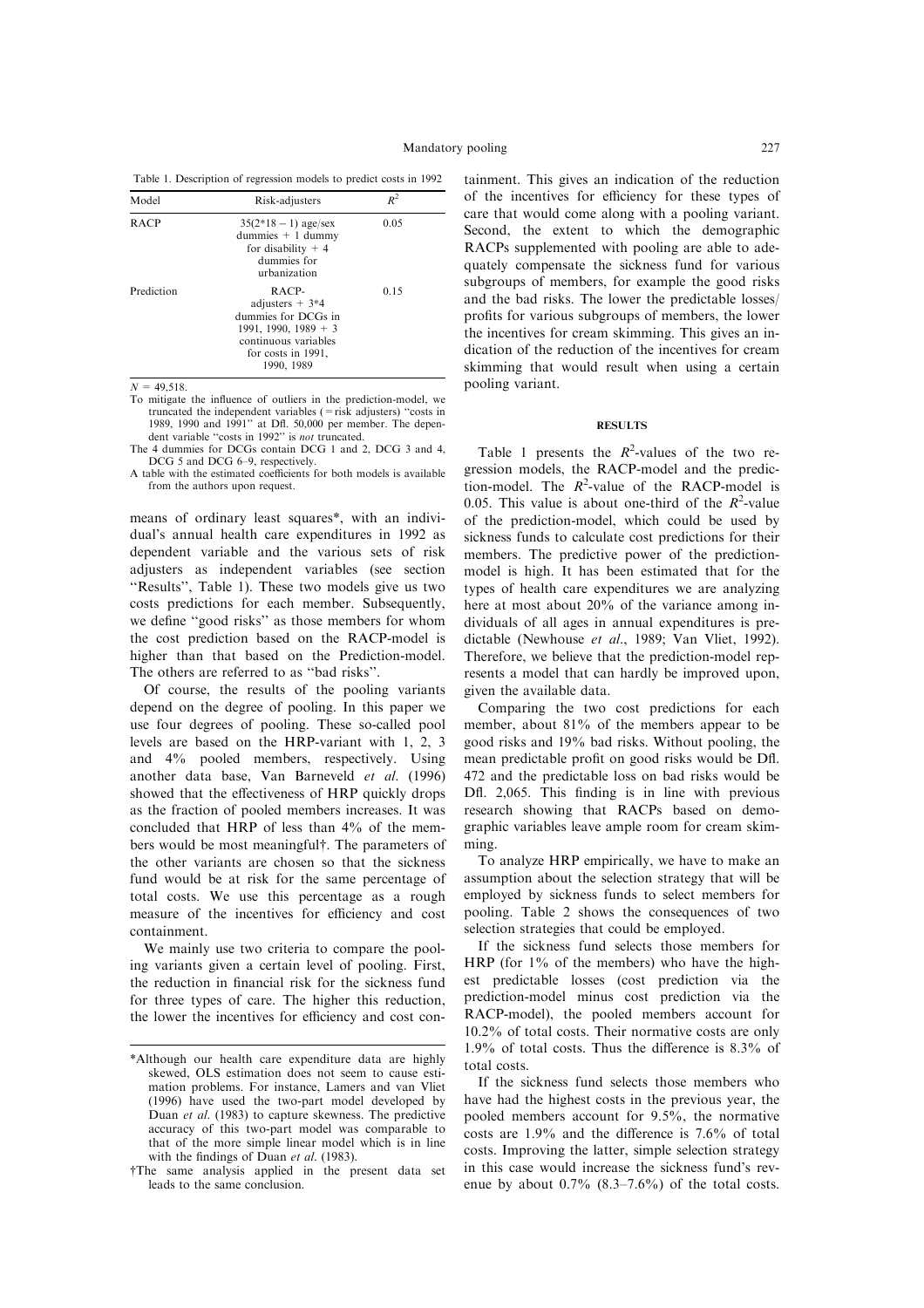Table 1. Description of regression models to predict costs in 1992

| Model | Risk-adjusters | $R^2$ |
|---|---|---|
| RACP | 35(2*18 − 1) age/sex dummies + 1 dummy for disability + 4 dummies for urbanization | 0.05 |
| Prediction | RACP-adjusters + 3*4 dummies for DCGs in 1991, 1990, 1989 + 3 continuous variables for costs in 1991, 1990, 1989 | 0.15 |

$N = 49{,}518$.

To mitigate the influence of outliers in the prediction-model, we truncated the independent variables (= risk adjusters) "costs in 1989, 1990 and 1991" at Dfl. 50,000 per member. The dependent variable "costs in 1992" is *not* truncated.

The 4 dummies for DCGs contain DCG 1 and 2, DCG 3 and 4, DCG 5 and DCG 6–9, respectively.

A table with the estimated coefficients for both models is available from the authors upon request.

means of ordinary least squares*, with an individual's annual health care expenditures in 1992 as dependent variable and the various sets of risk adjusters as independent variables (see section "Results", Table 1). These two models give us two costs predictions for each member. Subsequently, we define "good risks" as those members for whom the cost prediction based on the RACP-model is higher than that based on the Prediction-model. The others are referred to as "bad risks".

Of course, the results of the pooling variants depend on the degree of pooling. In this paper we use four degrees of pooling. These so-called pool levels are based on the HRP-variant with 1, 2, 3 and 4% pooled members, respectively. Using another data base, Van Barneveld *et al.* (1996) showed that the effectiveness of HRP quickly drops as the fraction of pooled members increases. It was concluded that HRP of less than 4% of the members would be most meaningful†. The parameters of the other variants are chosen so that the sickness fund would be at risk for the same percentage of total costs. We use this percentage as a rough measure of the incentives for efficiency and cost containment.

We mainly use two criteria to compare the pooling variants given a certain level of pooling. First, the reduction in financial risk for the sickness fund for three types of care. The higher this reduction, the lower the incentives for efficiency and cost containment. This gives an indication of the reduction of the incentives for efficiency for these types of care that would come along with a pooling variant. Second, the extent to which the demographic RACPs supplemented with pooling are able to adequately compensate the sickness fund for various subgroups of members, for example the good risks and the bad risks. The lower the predictable losses/profits for various subgroups of members, the lower the incentives for cream skimming. This gives an indication of the reduction of the incentives for cream skimming that would result when using a certain pooling variant.

## RESULTS

Table 1 presents the $R^2$-values of the two regression models, the RACP-model and the prediction-model. The $R^2$-value of the RACP-model is 0.05. This value is about one-third of the $R^2$-value of the prediction-model, which could be used by sickness funds to calculate cost predictions for their members. The predictive power of the prediction-model is high. It has been estimated that for the types of health care expenditures we are analyzing here at most about 20% of the variance among individuals of all ages in annual expenditures is predictable (Newhouse *et al.*, 1989; Van Vliet, 1992). Therefore, we believe that the prediction-model represents a model that can hardly be improved upon, given the available data.

Comparing the two cost predictions for each member, about 81% of the members appear to be good risks and 19% bad risks. Without pooling, the mean predictable profit on good risks would be Dfl. 472 and the predictable loss on bad risks would be Dfl. 2,065. This finding is in line with previous research showing that RACPs based on demographic variables leave ample room for cream skimming.

To analyze HRP empirically, we have to make an assumption about the selection strategy that will be employed by sickness funds to select members for pooling. Table 2 shows the consequences of two selection strategies that could be employed.

If the sickness fund selects those members for HRP (for 1% of the members) who have the highest predictable losses (cost prediction via the prediction-model minus cost prediction via the RACP-model), the pooled members account for 10.2% of total costs. Their normative costs are only 1.9% of total costs. Thus the difference is 8.3% of total costs.

If the sickness fund selects those members who have had the highest costs in the previous year, the pooled members account for 9.5%, the normative costs are 1.9% and the difference is 7.6% of total costs. Improving the latter, simple selection strategy in this case would increase the sickness fund's revenue by about 0.7% (8.3–7.6%) of the total costs.

---

*Although our health care expenditure data are highly skewed, OLS estimation does not seem to cause estimation problems. For instance, Lamers and van Vliet (1996) have used the two-part model developed by Duan *et al.* (1983) to capture skewness. The predictive accuracy of this two-part model was comparable to that of the more simple linear model which is in line with the findings of Duan *et al.* (1983).

†The same analysis applied in the present data set leads to the same conclusion.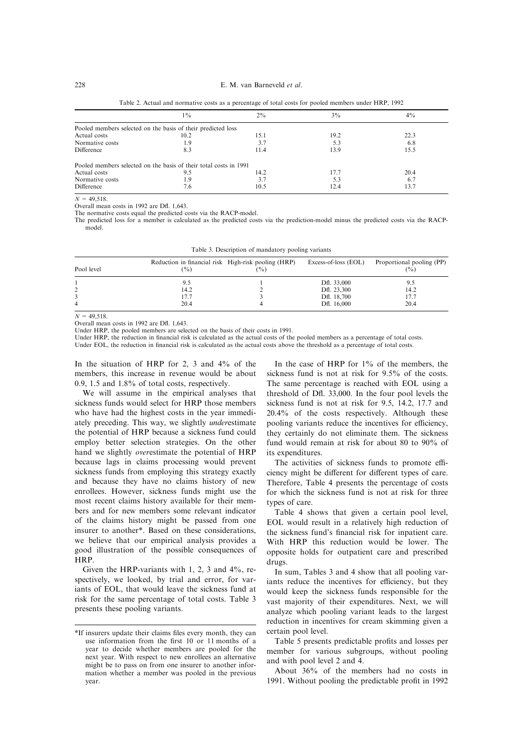Table 2. Actual and normative costs as a percentage of total costs for pooled members under HRP, 1992

| | 1% | 2% | 3% | 4% |
|---|---|---|---|---|
| Pooled members selected on the basis of their predicted loss | | | | |
| Actual costs | 10.2 | 15.1 | 19.2 | 22.3 |
| Normative costs | 1.9 | 3.7 | 5.3 | 6.8 |
| Difference | 8.3 | 11.4 | 13.9 | 15.5 |
| Pooled members selected on the basis of their total costs in 1991 | | | | |
| Actual costs | 9.5 | 14.2 | 17.7 | 20.4 |
| Normative costs | 1.9 | 3.7 | 5.3 | 6.7 |
| Difference | 7.6 | 10.5 | 12.4 | 13.7 |

$N = 49{,}518$.
Overall mean costs in 1992 are Dfl. 1,643.
The normative costs equal the predicted costs via the RACP-model.
The predicted loss for a member is calculated as the predicted costs via the prediction-model minus the predicted costs via the RACP-model.

Table 3. Description of mandatory pooling variants

| Pool level | Reduction in financial risk (%) | High-risk pooling (HRP) (%) | Excess-of-loss (EOL) | Proportional pooling (PP) (%) |
|---|---|---|---|---|
| 1 | 9.5 | 1 | Dfl. 33,000 | 9.5 |
| 2 | 14.2 | 2 | Dfl. 23,300 | 14.2 |
| 3 | 17.7 | 3 | Dfl. 18,700 | 17.7 |
| 4 | 20.4 | 4 | Dfl. 16,000 | 20.4 |

$N = 49{,}518$.
Overall mean costs in 1992 are Dfl. 1,643.
Under HRP, the pooled members are selected on the basis of their costs in 1991.
Under HRP, the reduction in financial risk is calculated as the actual costs of the pooled members as a percentage of total costs.
Under EOL, the reduction in financial risk is calculated as the actual costs above the threshold as a percentage of total costs.

In the situation of HRP for 2, 3 and 4% of the members, this increase in revenue would be about 0.9, 1.5 and 1.8% of total costs, respectively.

We will assume in the empirical analyses that sickness funds would select for HRP those members who have had the highest costs in the year immediately preceding. This way, we slightly *under*estimate the potential of HRP because a sickness fund could employ better selection strategies. On the other hand we slightly *over*estimate the potential of HRP because lags in claims processing would prevent sickness funds from employing this strategy exactly and because they have no claims history of new enrollees. However, sickness funds might use the most recent claims history available for their members and for new members some relevant indicator of the claims history might be passed from one insurer to another*. Based on these considerations, we believe that our empirical analysis provides a good illustration of the possible consequences of HRP.

Given the HRP-variants with 1, 2, 3 and 4%, respectively, we looked, by trial and error, for variants of EOL, that would leave the sickness fund at risk for the same percentage of total costs. Table 3 presents these pooling variants.

In the case of HRP for 1% of the members, the sickness fund is not at risk for 9.5% of the costs. The same percentage is reached with EOL using a threshold of Dfl. 33,000. In the four pool levels the sickness fund is not at risk for 9.5, 14.2, 17.7 and 20.4% of the costs respectively. Although these pooling variants reduce the incentives for efficiency, they certainly do not eliminate them. The sickness fund would remain at risk for about 80 to 90% of its expenditures.

The activities of sickness funds to promote efficiency might be different for different types of care. Therefore, Table 4 presents the percentage of costs for which the sickness fund is not at risk for three types of care.

Table 4 shows that given a certain pool level, EOL would result in a relatively high reduction of the sickness fund's financial risk for inpatient care. With HRP this reduction would be lower. The opposite holds for outpatient care and prescribed drugs.

In sum, Tables 3 and 4 show that all pooling variants reduce the incentives for efficiency, but they would keep the sickness funds responsible for the vast majority of their expenditures. Next, we will analyze which pooling variant leads to the largest reduction in incentives for cream skimming given a certain pool level.

Table 5 presents predictable profits and losses per member for various subgroups, without pooling and with pool level 2 and 4.

About 36% of the members had no costs in 1991. Without pooling the predictable profit in 1992

*If insurers update their claims files every month, they can use information from the first 10 or 11 months of a year to decide whether members are pooled for the next year. With respect to new enrollees an alternative might be to pass on from one insurer to another information whether a member was pooled in the previous year.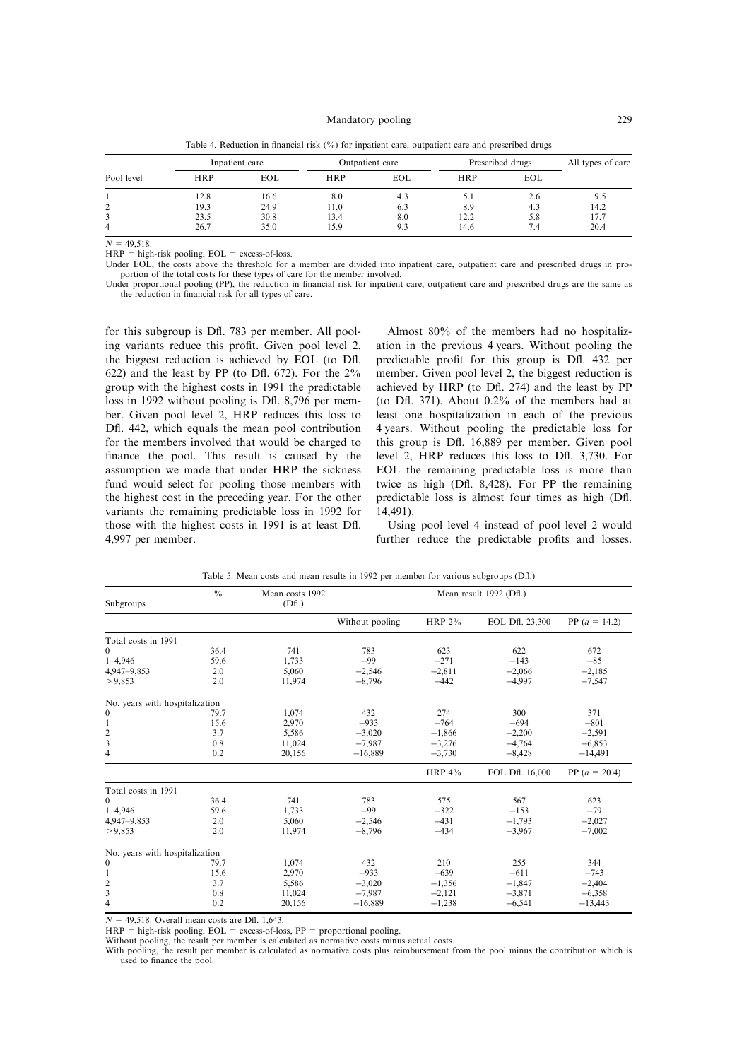Table 4. Reduction in financial risk (%) for inpatient care, outpatient care and prescribed drugs

| Pool level | Inpatient care | | Outpatient care | | Prescribed drugs | | All types of care |
|---|---|---|---|---|---|---|---|
| | HRP | EOL | HRP | EOL | HRP | EOL | |
| 1 | 12.8 | 16.6 | 8.0 | 4.3 | 5.1 | 2.6 | 9.5 |
| 2 | 19.3 | 24.9 | 11.0 | 6.3 | 8.9 | 4.3 | 14.2 |
| 3 | 23.5 | 30.8 | 13.4 | 8.0 | 12.2 | 5.8 | 17.7 |
| 4 | 26.7 | 35.0 | 15.9 | 9.3 | 14.6 | 7.4 | 20.4 |

$N = 49{,}518$.

HRP = high-risk pooling, EOL = excess-of-loss.

Under EOL, the costs above the threshold for a member are divided into inpatient care, outpatient care and prescribed drugs in proportion of the total costs for these types of care for the member involved.

Under proportional pooling (PP), the reduction in financial risk for inpatient care, outpatient care and prescribed drugs are the same as the reduction in financial risk for all types of care.

for this subgroup is Dfl. 783 per member. All pooling variants reduce this profit. Given pool level 2, the biggest reduction is achieved by EOL (to Dfl. 622) and the least by PP (to Dfl. 672). For the 2% group with the highest costs in 1991 the predictable loss in 1992 without pooling is Dfl. 8,796 per member. Given pool level 2, HRP reduces this loss to Dfl. 442, which equals the mean pool contribution for the members involved that would be charged to finance the pool. This result is caused by the assumption we made that under HRP the sickness fund would select for pooling those members with the highest cost in the preceding year. For the other variants the remaining predictable loss in 1992 for those with the highest costs in 1991 is at least Dfl. 4,997 per member.

Almost 80% of the members had no hospitalization in the previous 4 years. Without pooling the predictable profit for this group is Dfl. 432 per member. Given pool level 2, the biggest reduction is achieved by HRP (to Dfl. 274) and the least by PP (to Dfl. 371). About 0.2% of the members had at least one hospitalization in each of the previous 4 years. Without pooling the predictable loss for this group is Dfl. 16,889 per member. Given pool level 2, HRP reduces this loss to Dfl. 3,730. For EOL the remaining predictable loss is more than twice as high (Dfl. 8,428). For PP the remaining predictable loss is almost four times as high (Dfl. 14,491).

Using pool level 4 instead of pool level 2 would further reduce the predictable profits and losses.

Table 5. Mean costs and mean results in 1992 per member for various subgroups (Dfl.)

| Subgroups | % | Mean costs 1992 (Dfl.) | Mean result 1992 (Dfl.) | | | |
|---|---|---|---|---|---|---|
| | | | Without pooling | HRP 2% | EOL Dfl. 23,300 | PP ($a = 14.2$) |
| Total costs in 1991 | | | | | | |
| 0 | 36.4 | 741 | 783 | 623 | 622 | 672 |
| 1–4,946 | 59.6 | 1,733 | −99 | −271 | −143 | −85 |
| 4,947–9,853 | 2.0 | 5,060 | −2,546 | −2,811 | −2,066 | −2,185 |
| > 9,853 | 2.0 | 11,974 | −8,796 | −442 | −4,997 | −7,547 |
| No. years with hospitalization | | | | | | |
| 0 | 79.7 | 1,074 | 432 | 274 | 300 | 371 |
| 1 | 15.6 | 2,970 | −933 | −764 | −694 | −801 |
| 2 | 3.7 | 5,586 | −3,020 | −1,866 | −2,200 | −2,591 |
| 3 | 0.8 | 11,024 | −7,987 | −3,276 | −4,764 | −6,853 |
| 4 | 0.2 | 20,156 | −16,889 | −3,730 | −8,428 | −14,491 |
| | | | | HRP 4% | EOL Dfl. 16,000 | PP ($a = 20.4$) |
| Total costs in 1991 | | | | | | |
| 0 | 36.4 | 741 | 783 | 575 | 567 | 623 |
| 1–4,946 | 59.6 | 1,733 | −99 | −322 | −153 | −79 |
| 4,947–9,853 | 2.0 | 5,060 | −2,546 | −431 | −1,793 | −2,027 |
| > 9,853 | 2.0 | 11,974 | −8,796 | −434 | −3,967 | −7,002 |
| No. years with hospitalization | | | | | | |
| 0 | 79.7 | 1,074 | 432 | 210 | 255 | 344 |
| 1 | 15.6 | 2,970 | −933 | −639 | −611 | −743 |
| 2 | 3.7 | 5,586 | −3,020 | −1,356 | −1,847 | −2,404 |
| 3 | 0.8 | 11,024 | −7,987 | −2,121 | −3,871 | −6,358 |
| 4 | 0.2 | 20,156 | −16,889 | −1,238 | −6,541 | −13,443 |

$N = 49{,}518$. Overall mean costs are Dfl. 1,643.

HRP = high-risk pooling, EOL = excess-of-loss, PP = proportional pooling.

Without pooling, the result per member is calculated as normative costs minus actual costs.

With pooling, the result per member is calculated as normative costs plus reimbursement from the pool minus the contribution which is used to finance the pool.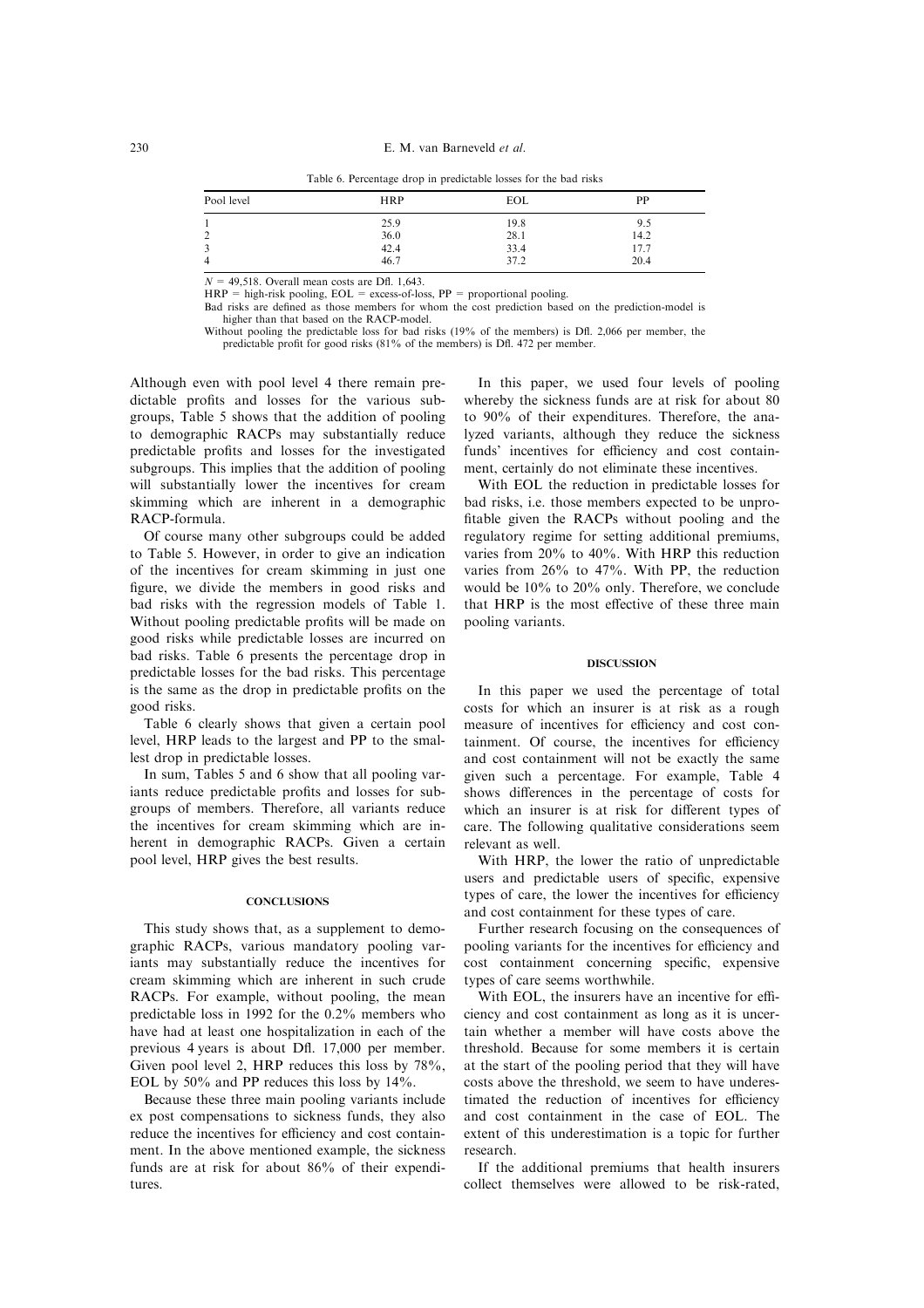Table 6. Percentage drop in predictable losses for the bad risks

| Pool level | HRP | EOL | PP |
|---|---|---|---|
| 1 | 25.9 | 19.8 | 9.5 |
| 2 | 36.0 | 28.1 | 14.2 |
| 3 | 42.4 | 33.4 | 17.7 |
| 4 | 46.7 | 37.2 | 20.4 |

$N = 49{,}518$. Overall mean costs are Dfl. 1,643.
HRP = high-risk pooling, EOL = excess-of-loss, PP = proportional pooling.
Bad risks are defined as those members for whom the cost prediction based on the prediction-model is higher than that based on the RACP-model.
Without pooling the predictable loss for bad risks (19% of the members) is Dfl. 2,066 per member, the predictable profit for good risks (81% of the members) is Dfl. 472 per member.

Although even with pool level 4 there remain predictable profits and losses for the various subgroups, Table 5 shows that the addition of pooling to demographic RACPs may substantially reduce predictable profits and losses for the investigated subgroups. This implies that the addition of pooling will substantially lower the incentives for cream skimming which are inherent in a demographic RACP-formula.

Of course many other subgroups could be added to Table 5. However, in order to give an indication of the incentives for cream skimming in just one figure, we divide the members in good risks and bad risks with the regression models of Table 1. Without pooling predictable profits will be made on good risks while predictable losses are incurred on bad risks. Table 6 presents the percentage drop in predictable losses for the bad risks. This percentage is the same as the drop in predictable profits on the good risks.

Table 6 clearly shows that given a certain pool level, HRP leads to the largest and PP to the smallest drop in predictable losses.

In sum, Tables 5 and 6 show that all pooling variants reduce predictable profits and losses for subgroups of members. Therefore, all variants reduce the incentives for cream skimming which are inherent in demographic RACPs. Given a certain pool level, HRP gives the best results.

## CONCLUSIONS

This study shows that, as a supplement to demographic RACPs, various mandatory pooling variants may substantially reduce the incentives for cream skimming which are inherent in such crude RACPs. For example, without pooling, the mean predictable loss in 1992 for the 0.2% members who have had at least one hospitalization in each of the previous 4 years is about Dfl. 17,000 per member. Given pool level 2, HRP reduces this loss by 78%, EOL by 50% and PP reduces this loss by 14%.

Because these three main pooling variants include ex post compensations to sickness funds, they also reduce the incentives for efficiency and cost containment. In the above mentioned example, the sickness funds are at risk for about 86% of their expenditures.

In this paper, we used four levels of pooling whereby the sickness funds are at risk for about 80 to 90% of their expenditures. Therefore, the analyzed variants, although they reduce the sickness funds' incentives for efficiency and cost containment, certainly do not eliminate these incentives.

With EOL the reduction in predictable losses for bad risks, i.e. those members expected to be unprofitable given the RACPs without pooling and the regulatory regime for setting additional premiums, varies from 20% to 40%. With HRP this reduction varies from 26% to 47%. With PP, the reduction would be 10% to 20% only. Therefore, we conclude that HRP is the most effective of these three main pooling variants.

## DISCUSSION

In this paper we used the percentage of total costs for which an insurer is at risk as a rough measure of incentives for efficiency and cost containment. Of course, the incentives for efficiency and cost containment will not be exactly the same given such a percentage. For example, Table 4 shows differences in the percentage of costs for which an insurer is at risk for different types of care. The following qualitative considerations seem relevant as well.

With HRP, the lower the ratio of unpredictable users and predictable users of specific, expensive types of care, the lower the incentives for efficiency and cost containment for these types of care.

Further research focusing on the consequences of pooling variants for the incentives for efficiency and cost containment concerning specific, expensive types of care seems worthwhile.

With EOL, the insurers have an incentive for efficiency and cost containment as long as it is uncertain whether a member will have costs above the threshold. Because for some members it is certain at the start of the pooling period that they will have costs above the threshold, we seem to have underestimated the reduction of incentives for efficiency and cost containment in the case of EOL. The extent of this underestimation is a topic for further research.

If the additional premiums that health insurers collect themselves were allowed to be risk-rated,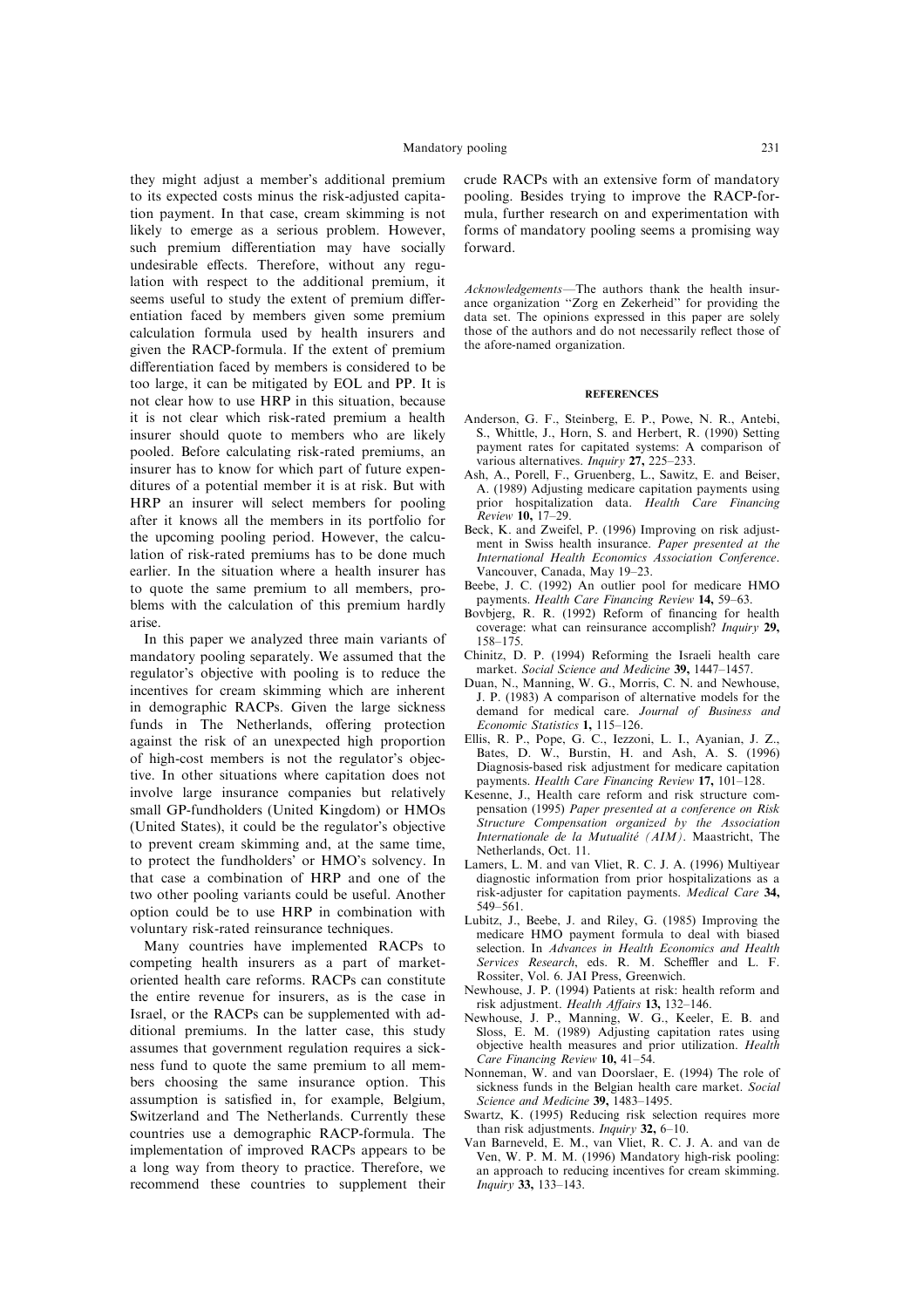they might adjust a member's additional premium to its expected costs minus the risk-adjusted capitation payment. In that case, cream skimming is not likely to emerge as a serious problem. However, such premium differentiation may have socially undesirable effects. Therefore, without any regulation with respect to the additional premium, it seems useful to study the extent of premium differentiation faced by members given some premium calculation formula used by health insurers and given the RACP-formula. If the extent of premium differentiation faced by members is considered to be too large, it can be mitigated by EOL and PP. It is not clear how to use HRP in this situation, because it is not clear which risk-rated premium a health insurer should quote to members who are likely pooled. Before calculating risk-rated premiums, an insurer has to know for which part of future expenditures of a potential member it is at risk. But with HRP an insurer will select members for pooling after it knows all the members in its portfolio for the upcoming pooling period. However, the calculation of risk-rated premiums has to be done much earlier. In the situation where a health insurer has to quote the same premium to all members, problems with the calculation of this premium hardly arise.

In this paper we analyzed three main variants of mandatory pooling separately. We assumed that the regulator's objective with pooling is to reduce the incentives for cream skimming which are inherent in demographic RACPs. Given the large sickness funds in The Netherlands, offering protection against the risk of an unexpected high proportion of high-cost members is not the regulator's objective. In other situations where capitation does not involve large insurance companies but relatively small GP-fundholders (United Kingdom) or HMOs (United States), it could be the regulator's objective to prevent cream skimming and, at the same time, to protect the fundholders' or HMO's solvency. In that case a combination of HRP and one of the two other pooling variants could be useful. Another option could be to use HRP in combination with voluntary risk-rated reinsurance techniques.

Many countries have implemented RACPs to competing health insurers as a part of market-oriented health care reforms. RACPs can constitute the entire revenue for insurers, as is the case in Israel, or the RACPs can be supplemented with additional premiums. In the latter case, this study assumes that government regulation requires a sickness fund to quote the same premium to all members choosing the same insurance option. This assumption is satisfied in, for example, Belgium, Switzerland and The Netherlands. Currently these countries use a demographic RACP-formula. The implementation of improved RACPs appears to be a long way from theory to practice. Therefore, we recommend these countries to supplement their crude RACPs with an extensive form of mandatory pooling. Besides trying to improve the RACP-formula, further research on and experimentation with forms of mandatory pooling seems a promising way forward.

*Acknowledgements*—The authors thank the health insurance organization "Zorg en Zekerheid" for providing the data set. The opinions expressed in this paper are solely those of the authors and do not necessarily reflect those of the afore-named organization.

## REFERENCES

Anderson, G. F., Steinberg, E. P., Powe, N. R., Antebi, S., Whittle, J., Horn, S. and Herbert, R. (1990) Setting payment rates for capitated systems: A comparison of various alternatives. *Inquiry* **27,** 225–233.

Ash, A., Porell, F., Gruenberg, L., Sawitz, E. and Beiser, A. (1989) Adjusting medicare capitation payments using prior hospitalization data. *Health Care Financing Review* **10,** 17–29.

Beck, K. and Zweifel, P. (1996) Improving on risk adjustment in Swiss health insurance. *Paper presented at the International Health Economics Association Conference*. Vancouver, Canada, May 19–23.

Beebe, J. C. (1992) An outlier pool for medicare HMO payments. *Health Care Financing Review* **14,** 59–63.

Bovbjerg, R. R. (1992) Reform of financing for health coverage: what can reinsurance accomplish? *Inquiry* **29,** 158–175.

Chinitz, D. P. (1994) Reforming the Israeli health care market. *Social Science and Medicine* **39,** 1447–1457.

Duan, N., Manning, W. G., Morris, C. N. and Newhouse, J. P. (1983) A comparison of alternative models for the demand for medical care. *Journal of Business and Economic Statistics* **1,** 115–126.

Ellis, R. P., Pope, G. C., Iezzoni, L. I., Ayanian, J. Z., Bates, D. W., Burstin, H. and Ash, A. S. (1996) Diagnosis-based risk adjustment for medicare capitation payments. *Health Care Financing Review* **17,** 101–128.

Kesenne, J., Health care reform and risk structure compensation (1995) *Paper presented at a conference on Risk Structure Compensation organized by the Association Internationale de la Mutualité (AIM)*. Maastricht, The Netherlands, Oct. 11.

Lamers, L. M. and van Vliet, R. C. J. A. (1996) Multiyear diagnostic information from prior hospitalizations as a risk-adjuster for capitation payments. *Medical Care* **34,** 549–561.

Lubitz, J., Beebe, J. and Riley, G. (1985) Improving the medicare HMO payment formula to deal with biased selection. In *Advances in Health Economics and Health Services Research*, eds. R. M. Scheffler and L. F. Rossiter, Vol. 6. JAI Press, Greenwich.

Newhouse, J. P. (1994) Patients at risk: health reform and risk adjustment. *Health Affairs* **13,** 132–146.

Newhouse, J. P., Manning, W. G., Keeler, E. B. and Sloss, E. M. (1989) Adjusting capitation rates using objective health measures and prior utilization. *Health Care Financing Review* **10,** 41–54.

Nonneman, W. and van Doorslaer, E. (1994) The role of sickness funds in the Belgian health care market. *Social Science and Medicine* **39,** 1483–1495.

Swartz, K. (1995) Reducing risk selection requires more than risk adjustments. *Inquiry* **32,** 6–10.

Van Barneveld, E. M., van Vliet, R. C. J. A. and van de Ven, W. P. M. M. (1996) Mandatory high-risk pooling: an approach to reducing incentives for cream skimming. *Inquiry* **33,** 133–143.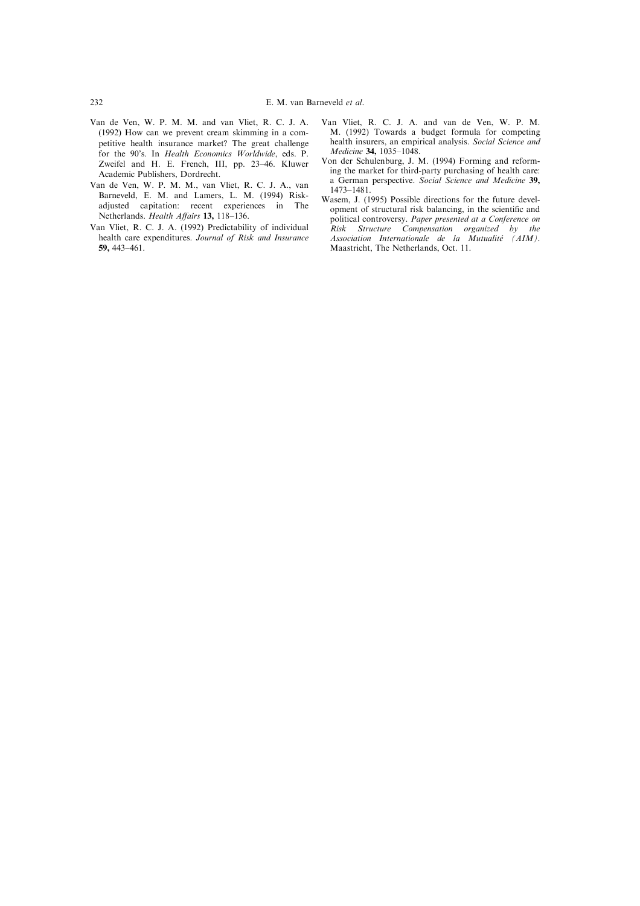Van de Ven, W. P. M. M. and van Vliet, R. C. J. A. (1992) How can we prevent cream skimming in a competitive health insurance market? The great challenge for the 90's. In *Health Economics Worldwide*, eds. P. Zweifel and H. E. French, III, pp. 23–46. Kluwer Academic Publishers, Dordrecht.

Van de Ven, W. P. M. M., van Vliet, R. C. J. A., van Barneveld, E. M. and Lamers, L. M. (1994) Risk-adjusted capitation: recent experiences in The Netherlands. *Health Affairs* **13,** 118–136.

Van Vliet, R. C. J. A. (1992) Predictability of individual health care expenditures. *Journal of Risk and Insurance* **59,** 443–461.

Van Vliet, R. C. J. A. and van de Ven, W. P. M. M. (1992) Towards a budget formula for competing health insurers, an empirical analysis. *Social Science and Medicine* **34,** 1035–1048.

Von der Schulenburg, J. M. (1994) Forming and reforming the market for third-party purchasing of health care: a German perspective. *Social Science and Medicine* **39,** 1473–1481.

Wasem, J. (1995) Possible directions for the future development of structural risk balancing, in the scientific and political controversy. *Paper presented at a Conference on Risk Structure Compensation organized by the Association Internationale de la Mutualité (AIM)*. Maastricht, The Netherlands, Oct. 11.